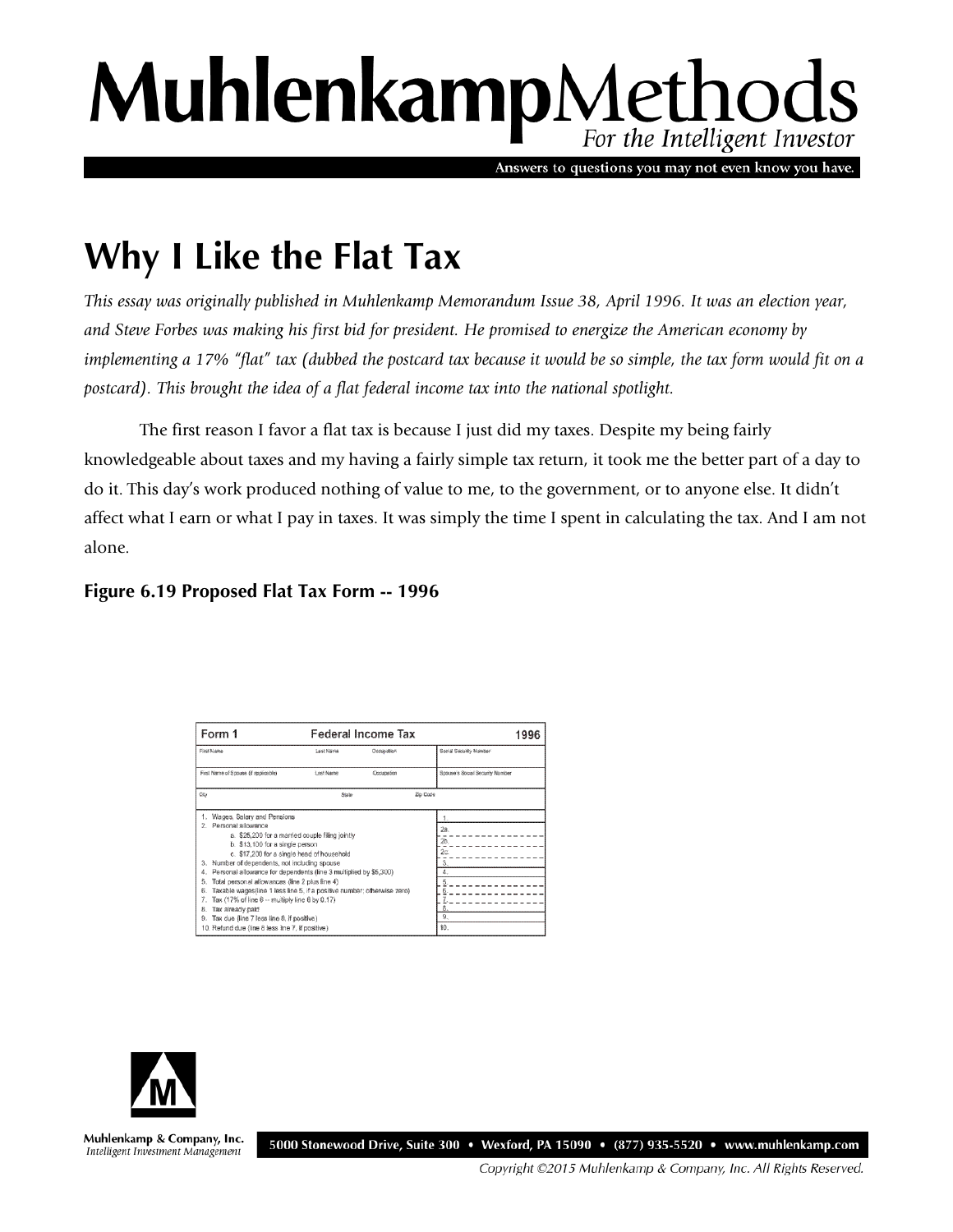# Why I Like the Flat Tax

*This essay was originally published in Muhlenkamp Memorandum Issue 38, April 1996. It was an election year, and Steve Forbes was making his first bid for president. He promised to energize the American economy by implementing a 17% "flat" tax (dubbed the postcard tax because it would be so simple, the tax form would fit on a postcard). This brought the idea of a flat federal income tax into the national spotlight.*

The first reason I favor a flat tax is because I just did my taxes. Despite my being fairly knowledgeable about taxes and my having a fairly simple tax return, it took me the better part of a day to do it. This day's work produced nothing of value to me, to the government, or to anyone else. It didn't affect what I earn or what I pay in taxes. It was simply the time I spent in calculating the tax. And I am not alone.

### Figure 6.19 Proposed Flat Tax Form -- 1996

| Form 1 | Federal Income Tax | | 1996 |
|---|---|---|---|
| First Name | Last Name | Occupation | Social Security Number |
| First Name of Spouse (if applicable) | Last Name | Occupation | Spouse's Social Security Number |
| City | State | Zip Code | |

| | |
|---|---|
| 1. Wages, Salary and Pensions | 1. |
| 2. Personal allowance | |
| a. $25,200 for a married couple filing jointly | 2a. |
| b. $13,100 for a single person | 2b. |
| c. $17,200 for a single head of household | 2c. |
| 3. Number of dependents, not including spouse | 3. |
| 4. Personal allowance for dependents (line 3 multiplied by $5,300) | 4. |
| 5. Total personal allowances (line 2 plus line 4) | 5. |
| 6. Taxable wages (line 1 less line 5, if a positive number; otherwise zero) | 6. |
| 7. Tax (17% of line 6 -- multiply line 6 by 0.17) | 7. |
| 8. Tax already paid | 8. |
| 9. Tax due (line 7 less line 8, if positive) | 9. |
| 10. Refund due (line 8 less line 7, if positive) | 10. |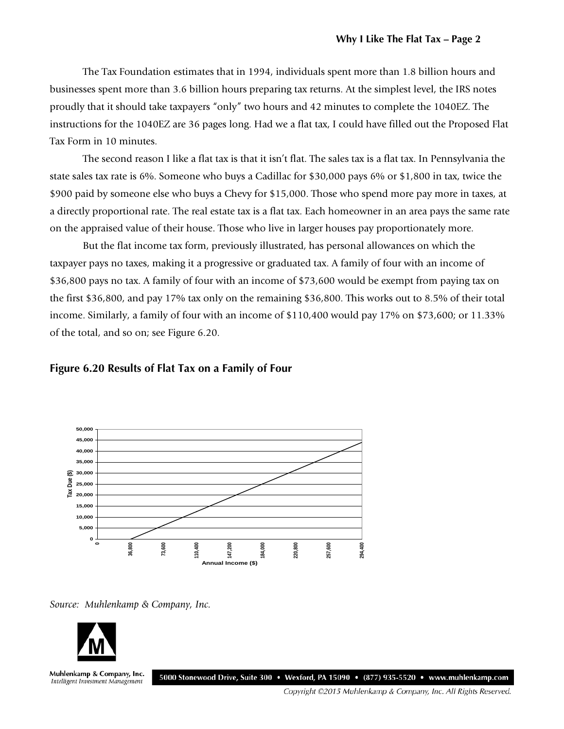The Tax Foundation estimates that in 1994, individuals spent more than 1.8 billion hours and businesses spent more than 3.6 billion hours preparing tax returns. At the simplest level, the IRS notes proudly that it should take taxpayers "only" two hours and 42 minutes to complete the 1040EZ. The instructions for the 1040EZ are 36 pages long. Had we a flat tax, I could have filled out the Proposed Flat Tax Form in 10 minutes.

The second reason I like a flat tax is that it isn't flat. The sales tax is a flat tax. In Pennsylvania the state sales tax rate is 6%. Someone who buys a Cadillac for $30,000 pays 6% or $1,800 in tax, twice the $900 paid by someone else who buys a Chevy for $15,000. Those who spend more pay more in taxes, at a directly proportional rate. The real estate tax is a flat tax. Each homeowner in an area pays the same rate on the appraised value of their house. Those who live in larger houses pay proportionately more.

But the flat income tax form, previously illustrated, has personal allowances on which the taxpayer pays no taxes, making it a progressive or graduated tax. A family of four with an income of $36,800 pays no tax. A family of four with an income of $73,600 would be exempt from paying tax on the first $36,800, and pay 17% tax only on the remaining $36,800. This works out to 8.5% of their total income. Similarly, a family of four with an income of $110,400 would pay 17% on $73,600; or 11.33% of the total, and so on; see Figure 6.20.

### Figure 6.20 Results of Flat Tax on a Family of Four

*Source: Muhlenkamp & Company, Inc.*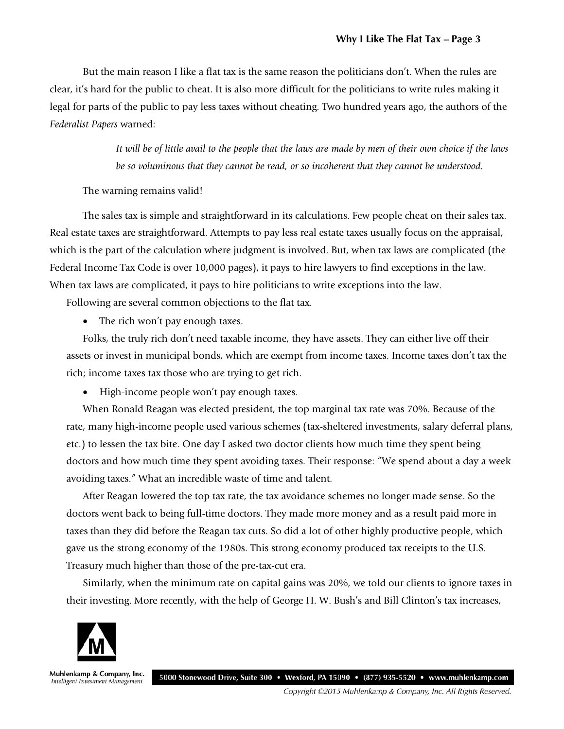But the main reason I like a flat tax is the same reason the politicians don't. When the rules are clear, it's hard for the public to cheat. It is also more difficult for the politicians to write rules making it legal for parts of the public to pay less taxes without cheating. Two hundred years ago, the authors of the *Federalist Papers* warned:

> *It will be of little avail to the people that the laws are made by men of their own choice if the laws be so voluminous that they cannot be read, or so incoherent that they cannot be understood.*

The warning remains valid!

The sales tax is simple and straightforward in its calculations. Few people cheat on their sales tax. Real estate taxes are straightforward. Attempts to pay less real estate taxes usually focus on the appraisal, which is the part of the calculation where judgment is involved. But, when tax laws are complicated (the Federal Income Tax Code is over 10,000 pages), it pays to hire lawyers to find exceptions in the law. When tax laws are complicated, it pays to hire politicians to write exceptions into the law.

Following are several common objections to the flat tax.

- The rich won't pay enough taxes.

Folks, the truly rich don't need taxable income, they have assets. They can either live off their assets or invest in municipal bonds, which are exempt from income taxes. Income taxes don't tax the rich; income taxes tax those who are trying to get rich.

- High-income people won't pay enough taxes.

When Ronald Reagan was elected president, the top marginal tax rate was 70%. Because of the rate, many high-income people used various schemes (tax-sheltered investments, salary deferral plans, etc.) to lessen the tax bite. One day I asked two doctor clients how much time they spent being doctors and how much time they spent avoiding taxes. Their response: "We spend about a day a week avoiding taxes." What an incredible waste of time and talent.

After Reagan lowered the top tax rate, the tax avoidance schemes no longer made sense. So the doctors went back to being full-time doctors. They made more money and as a result paid more in taxes than they did before the Reagan tax cuts. So did a lot of other highly productive people, which gave us the strong economy of the 1980s. This strong economy produced tax receipts to the U.S. Treasury much higher than those of the pre-tax-cut era.

Similarly, when the minimum rate on capital gains was 20%, we told our clients to ignore taxes in their investing. More recently, with the help of George H. W. Bush's and Bill Clinton's tax increases,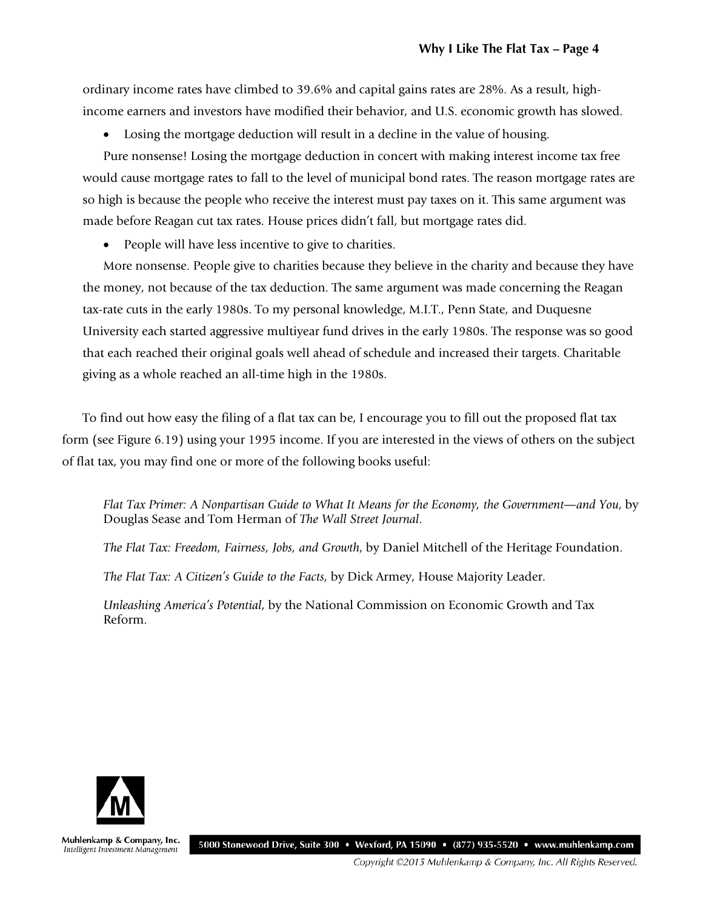ordinary income rates have climbed to 39.6% and capital gains rates are 28%. As a result, high-income earners and investors have modified their behavior, and U.S. economic growth has slowed.

- Losing the mortgage deduction will result in a decline in the value of housing.

Pure nonsense! Losing the mortgage deduction in concert with making interest income tax free would cause mortgage rates to fall to the level of municipal bond rates. The reason mortgage rates are so high is because the people who receive the interest must pay taxes on it. This same argument was made before Reagan cut tax rates. House prices didn't fall, but mortgage rates did.

- People will have less incentive to give to charities.

More nonsense. People give to charities because they believe in the charity and because they have the money, not because of the tax deduction. The same argument was made concerning the Reagan tax-rate cuts in the early 1980s. To my personal knowledge, M.I.T., Penn State, and Duquesne University each started aggressive multiyear fund drives in the early 1980s. The response was so good that each reached their original goals well ahead of schedule and increased their targets. Charitable giving as a whole reached an all-time high in the 1980s.

To find out how easy the filing of a flat tax can be, I encourage you to fill out the proposed flat tax form (see Figure 6.19) using your 1995 income. If you are interested in the views of others on the subject of flat tax, you may find one or more of the following books useful:

*Flat Tax Primer: A Nonpartisan Guide to What It Means for the Economy, the Government—and You*, by Douglas Sease and Tom Herman of *The Wall Street Journal*.

*The Flat Tax: Freedom, Fairness, Jobs, and Growth*, by Daniel Mitchell of the Heritage Foundation.

*The Flat Tax: A Citizen's Guide to the Facts*, by Dick Armey, House Majority Leader.

*Unleashing America's Potential*, by the National Commission on Economic Growth and Tax Reform.